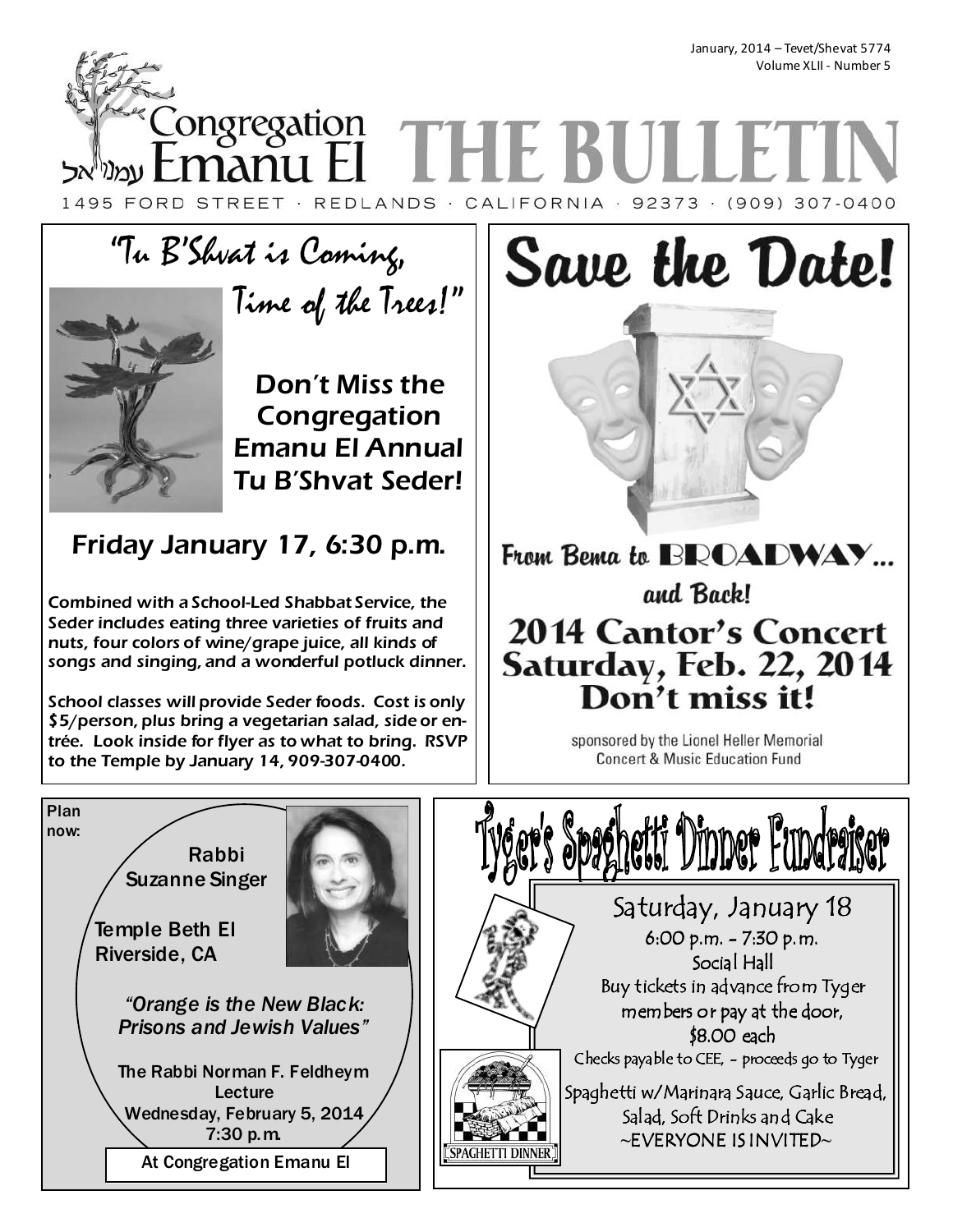January, 2014 – Tevet/Shevat 5774
Volume XLII - Number 5

# Congregation Emanu El עמנו אל THE BULLETIN

1495 FORD STREET · REDLANDS · CALIFORNIA · 92373 · (909) 307-0400

## "Tu B'Shvat is Coming, Time of the Trees!"

### Don't Miss the Congregation Emanu El Annual Tu B'Shvat Seder!

### Friday January 17, 6:30 p.m.

Combined with a School-Led Shabbat Service, the Seder includes eating three varieties of fruits and nuts, four colors of wine/grape juice, all kinds of songs and singing, and a wonderful potluck dinner.

School classes will provide Seder foods. Cost is only $5/person, plus bring a vegetarian salad, side or entrée. Look inside for flyer as to what to bring. RSVP to the Temple by January 14, 909-307-0400.

## Save the Date!

From Bema to BROADWAY... and Back!

### 2014 Cantor's Concert
### Saturday, Feb. 22, 2014
### Don't miss it!

sponsored by the Lionel Heller Memorial Concert & Music Education Fund

---

Plan now:

**Rabbi Suzanne Singer**

Temple Beth El
Riverside, CA

*"Orange is the New Black: Prisons and Jewish Values"*

The Rabbi Norman F. Feldheym Lecture
Wednesday, February 5, 2014
7:30 p.m.

At Congregation Emanu El

---

## Tyger's Spaghetti Dinner Fundraiser

Saturday, January 18
6:00 p.m. - 7:30 p.m.
Social Hall

Buy tickets in advance from Tyger members or pay at the door, $8.00 each

Checks payable to CEE, - proceeds go to Tyger

Spaghetti w/Marinara Sauce, Garlic Bread, Salad, Soft Drinks and Cake

~EVERYONE IS INVITED~

SPAGHETTI DINNER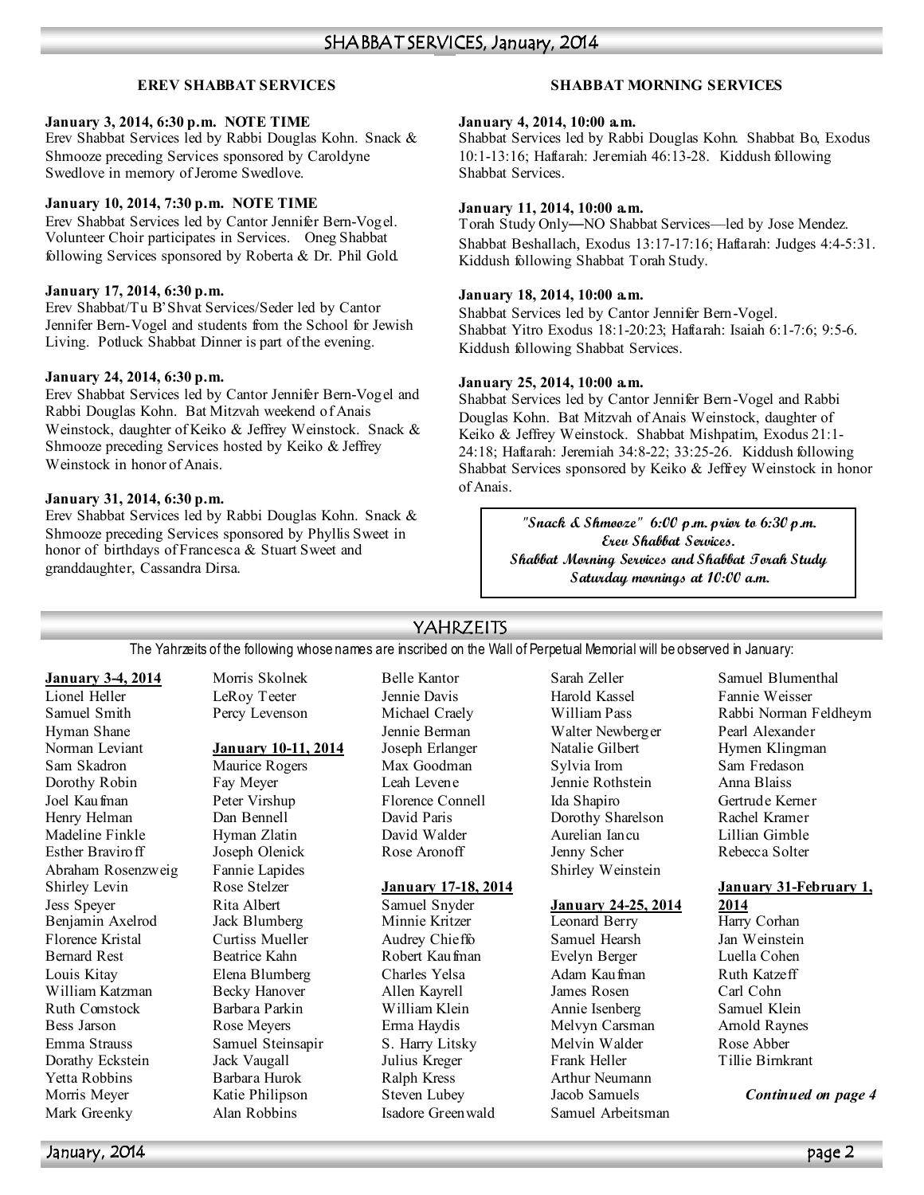# SHABBAT SERVICES, January, 2014

## EREV SHABBAT SERVICES

**January 3, 2014, 6:30 p.m. NOTE TIME**
Erev Shabbat Services led by Rabbi Douglas Kohn. Snack & Shmooze preceding Services sponsored by Caroldyne Swedlove in memory of Jerome Swedlove.

**January 10, 2014, 7:30 p.m. NOTE TIME**
Erev Shabbat Services led by Cantor Jennifer Bern-Vogel. Volunteer Choir participates in Services. Oneg Shabbat following Services sponsored by Roberta & Dr. Phil Gold.

**January 17, 2014, 6:30 p.m.**
Erev Shabbat/Tu B'Shvat Services/Seder led by Cantor Jennifer Bern-Vogel and students from the School for Jewish Living. Potluck Shabbat Dinner is part of the evening.

**January 24, 2014, 6:30 p.m.**
Erev Shabbat Services led by Cantor Jennifer Bern-Vogel and Rabbi Douglas Kohn. Bat Mitzvah weekend of Anais Weinstock, daughter of Keiko & Jeffrey Weinstock. Snack & Shmooze preceding Services hosted by Keiko & Jeffrey Weinstock in honor of Anais.

**January 31, 2014, 6:30 p.m.**
Erev Shabbat Services led by Rabbi Douglas Kohn. Snack & Shmooze preceding Services sponsored by Phyllis Sweet in honor of birthdays of Francesca & Stuart Sweet and granddaughter, Cassandra Dirsa.

## SHABBAT MORNING SERVICES

**January 4, 2014, 10:00 a.m.**
Shabbat Services led by Rabbi Douglas Kohn. Shabbat Bo, Exodus 10:1-13:16; Haftarah: Jeremiah 46:13-28. Kiddush following Shabbat Services.

**January 11, 2014, 10:00 a.m.**
Torah Study Only—NO Shabbat Services—led by Jose Mendez. Shabbat Beshallach, Exodus 13:17-17:16; Haftarah: Judges 4:4-5:31. Kiddush following Shabbat Torah Study.

**January 18, 2014, 10:00 a.m.**
Shabbat Services led by Cantor Jennifer Bern-Vogel. Shabbat Yitro Exodus 18:1-20:23; Haftarah: Isaiah 6:1-7:6; 9:5-6. Kiddush following Shabbat Services.

**January 25, 2014, 10:00 a.m.**
Shabbat Services led by Cantor Jennifer Bern-Vogel and Rabbi Douglas Kohn. Bat Mitzvah of Anais Weinstock, daughter of Keiko & Jeffrey Weinstock. Shabbat Mishpatim, Exodus 21:1-24:18; Haftarah: Jeremiah 34:8-22; 33:25-26. Kiddush following Shabbat Services sponsored by Keiko & Jeffrey Weinstock in honor of Anais.

***"Snack & Shmooze" 6:00 p.m. prior to 6:30 p.m. Erev Shabbat Services.***
***Shabbat Morning Services and Shabbat Torah Study Saturday mornings at 10:00 a.m.***

# YAHRZEITS

The Yahrzeits of the following whose names are inscribed on the Wall of Perpetual Memorial will be observed in January:

**January 3-4, 2014**
Lionel Heller
Samuel Smith
Hyman Shane
Norman Leviant
Sam Skadron
Dorothy Robin
Joel Kaufman
Henry Helman
Madeline Finkle
Esther Braviroff
Abraham Rosenzweig
Shirley Levin
Jess Speyer
Benjamin Axelrod
Florence Kristal
Bernard Rest
Louis Kitay
William Katzman
Ruth Comstock
Bess Jarson
Emma Strauss
Dorathy Eckstein
Yetta Robbins
Morris Meyer
Mark Greenky
Morris Skolnek
LeRoy Teeter
Percy Levenson

**January 10-11, 2014**
Maurice Rogers
Fay Meyer
Peter Virshup
Dan Bennell
Hyman Zlatin
Joseph Olenick
Fannie Lapides
Rose Stelzer
Rita Albert
Jack Blumberg
Curtiss Mueller
Beatrice Kahn
Elena Blumberg
Becky Hanover
Barbara Parkin
Rose Meyers
Samuel Steinsapir
Jack Vaugall
Barbara Hurok
Katie Philipson
Alan Robbins
Belle Kantor
Jennie Davis
Michael Craely
Jennie Berman
Joseph Erlanger
Max Goodman
Leah Levene
Florence Connell
David Paris
David Walder
Rose Aronoff

**January 17-18, 2014**
Samuel Snyder
Minnie Kritzer
Audrey Chieffo
Robert Kaufman
Charles Yelsa
Allen Kayrell
William Klein
Erma Haydis
S. Harry Litsky
Julius Kreger
Ralph Kress
Steven Lubey
Isadore Greenwald
Sarah Zeller
Harold Kassel
William Pass
Walter Newberger
Natalie Gilbert
Sylvia Irom
Jennie Rothstein
Ida Shapiro
Dorothy Sharelson
Aurelian Iancu
Jenny Scher
Shirley Weinstein

**January 24-25, 2014**
Leonard Berry
Samuel Hearsh
Evelyn Berger
Adam Kaufman
James Rosen
Annie Isenberg
Melvyn Carsman
Melvin Walder
Frank Heller
Arthur Neumann
Jacob Samuels
Samuel Arbeitsman
Samuel Blumenthal
Fannie Weisser
Rabbi Norman Feldheym
Pearl Alexander
Hymen Klingman
Sam Fredason
Anna Blaiss
Gertrude Kerner
Rachel Kramer
Lillian Gimble
Rebecca Solter

**January 31-February 1, 2014**
Harry Corhan
Jan Weinstein
Luella Cohen
Ruth Katzeff
Carl Cohn
Samuel Klein
Arnold Raynes
Rose Abber
Tillie Birnkrant

***Continued on page 4***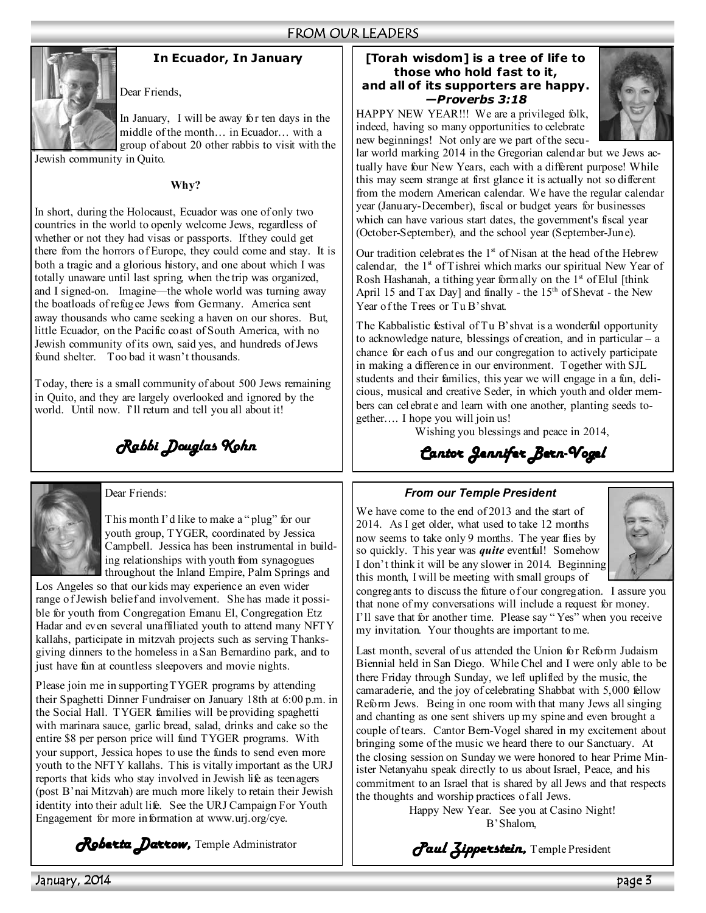## FROM OUR LEADERS

### In Ecuador, In January

Dear Friends,

In January, I will be away for ten days in the middle of the month… in Ecuador… with a group of about 20 other rabbis to visit with the Jewish community in Quito.

**Why?**

In short, during the Holocaust, Ecuador was one of only two countries in the world to openly welcome Jews, regardless of whether or not they had visas or passports. If they could get there from the horrors of Europe, they could come and stay. It is both a tragic and a glorious history, and one about which I was totally unaware until last spring, when the trip was organized, and I signed-on. Imagine—the whole world was turning away the boatloads of refugee Jews from Germany. America sent away thousands who came seeking a haven on our shores. But, little Ecuador, on the Pacific coast of South America, with no Jewish community of its own, said yes, and hundreds of Jews found shelter. Too bad it wasn't thousands.

Today, there is a small community of about 500 Jews remaining in Quito, and they are largely overlooked and ignored by the world. Until now. I'll return and tell you all about it!

*Rabbi Douglas Kohn*

---

### [Torah wisdom] is a tree of life to those who hold fast to it, and all of its supporters are happy. *—Proverbs 3:18*

HAPPY NEW YEAR!!! We are a privileged folk, indeed, having so many opportunities to celebrate new beginnings! Not only are we part of the secular world marking 2014 in the Gregorian calendar but we Jews actually have four New Years, each with a different purpose! While this may seem strange at first glance it is actually not so different from the modern American calendar. We have the regular calendar year (January-December), fiscal or budget years for businesses which can have various start dates, the government's fiscal year (October-September), and the school year (September-June).

Our tradition celebrates the 1st of Nisan at the head of the Hebrew calendar, the 1st of Tishrei which marks our spiritual New Year of Rosh Hashanah, a tithing year formally on the 1st of Elul [think April 15 and Tax Day] and finally - the 15th of Shevat - the New Year of the Trees or Tu B'shvat.

The Kabbalistic festival of Tu B'shvat is a wonderful opportunity to acknowledge nature, blessings of creation, and in particular – a chance for each of us and our congregation to actively participate in making a difference in our environment. Together with SJL students and their families, this year we will engage in a fun, delicious, musical and creative Seder, in which youth and older members can celebrate and learn with one another, planting seeds together…. I hope you will join us!

Wishing you blessings and peace in 2014,

*Cantor Jennifer Bern-Vogel*

---

Dear Friends:

This month I'd like to make a "plug" for our youth group, TYGER, coordinated by Jessica Campbell. Jessica has been instrumental in building relationships with youth from synagogues throughout the Inland Empire, Palm Springs and Los Angeles so that our kids may experience an even wider range of Jewish belief and involvement. She has made it possible for youth from Congregation Emanu El, Congregation Etz Hadar and even several unaffiliated youth to attend many NFTY kallahs, participate in mitzvah projects such as serving Thanksgiving dinners to the homeless in a San Bernardino park, and to just have fun at countless sleepovers and movie nights.

Please join me in supporting TYGER programs by attending their Spaghetti Dinner Fundraiser on January 18th at 6:00 p.m. in the Social Hall. TYGER families will be providing spaghetti with marinara sauce, garlic bread, salad, drinks and cake so the entire $8 per person price will fund TYGER programs. With your support, Jessica hopes to use the funds to send even more youth to the NFTY kallahs. This is vitally important as the URJ reports that kids who stay involved in Jewish life as teenagers (post B'nai Mitzvah) are much more likely to retain their Jewish identity into their adult life. See the URJ Campaign For Youth Engagement for more information at www.urj.org/cye.

*Roberta Darrow,* Temple Administrator

---

### *From our Temple President*

We have come to the end of 2013 and the start of 2014. As I get older, what used to take 12 months now seems to take only 9 months. The year flies by so quickly. This year was ***quite*** eventful! Somehow I don't think it will be any slower in 2014. Beginning this month, I will be meeting with small groups of congregants to discuss the future of our congregation. I assure you that none of my conversations will include a request for money. I'll save that for another time. Please say "Yes" when you receive my invitation. Your thoughts are important to me.

Last month, several of us attended the Union for Reform Judaism Biennial held in San Diego. While Chel and I were only able to be there Friday through Sunday, we left uplifted by the music, the camaraderie, and the joy of celebrating Shabbat with 5,000 fellow Reform Jews. Being in one room with that many Jews all singing and chanting as one sent shivers up my spine and even brought a couple of tears. Cantor Bern-Vogel shared in my excitement about bringing some of the music we heard there to our Sanctuary. At the closing session on Sunday we were honored to hear Prime Minister Netanyahu speak directly to us about Israel, Peace, and his commitment to an Israel that is shared by all Jews and that respects the thoughts and worship practices of all Jews.

Happy New Year. See you at Casino Night!

B'Shalom,

*Paul Zipperstein,* Temple President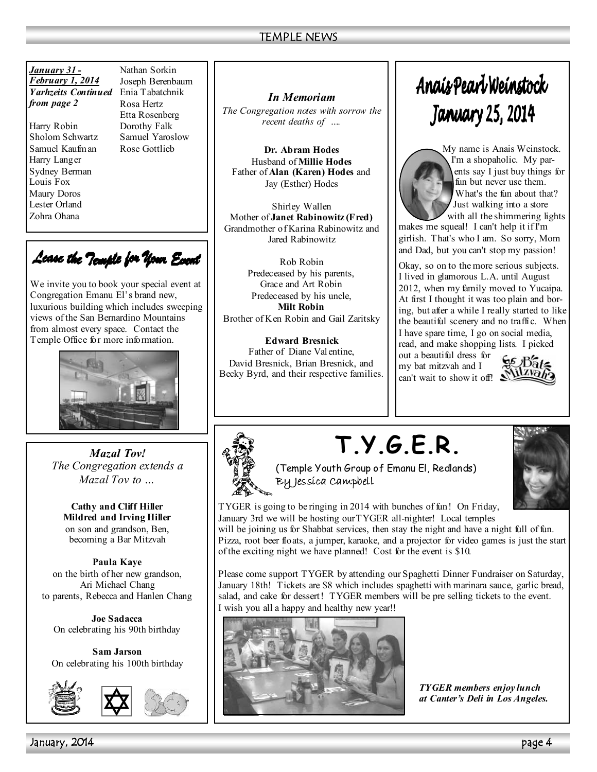***January 31 - February 1, 2014 Yarhzeits Continued from page 2***

Harry Robin
Sholom Schwartz
Samuel Kaufman
Harry Langer
Sydney Berman
Louis Fox
Maury Doros
Lester Orland
Zohra Ohana
Nathan Sorkin
Joseph Berenbaum
Enia Tabatchnik
Rosa Hertz
Etta Rosenberg
Dorothy Falk
Samuel Yaroslow
Rose Gottlieb

## Lease the Temple for Your Event

We invite you to book your special event at Congregation Emanu El's brand new, luxurious building which includes sweeping views of the San Bernardino Mountains from almost every space. Contact the Temple Office for more information.

### *Mazal Tov!*

*The Congregation extends a Mazal Tov to …*

**Cathy and Cliff Hiller**
**Mildred and Irving Hiller**
on son and grandson, Ben, becoming a Bar Mitzvah

**Paula Kaye**
on the birth of her new grandson, Ari Michael Chang to parents, Rebecca and Hanlen Chang

**Joe Sadacca**
On celebrating his 90th birthday

**Sam Jarson**
On celebrating his 100th birthday

### *In Memoriam*

*The Congregation notes with sorrow the recent deaths of ….*

**Dr. Abram Hodes**
Husband of **Millie Hodes**
Father of **Alan (Karen) Hodes** and Jay (Esther) Hodes

Shirley Wallen
Mother of **Janet Rabinowitz (Fred)**
Grandmother of Karina Rabinowitz and Jared Rabinowitz

Rob Robin
Predeceased by his parents, Grace and Art Robin
Predeceased by his uncle, **Milt Robin**
Brother of Ken Robin and Gail Zaritsky

**Edward Bresnick**
Father of Diane Valentine, David Bresnick, Brian Bresnick, and Becky Byrd, and their respective families.

## Anais Pearl Weinstock
## January 25, 2014

My name is Anais Weinstock. I'm a shopaholic. My parents say I just buy things for fun but never use them. What's the fun about that? Just walking into a store with all the shimmering lights makes me squeal! I can't help it if I'm girlish. That's who I am. So sorry, Mom and Dad, but you can't stop my passion!

Okay, so on to the more serious subjects. I lived in glamorous L.A. until August 2012, when my family moved to Yucaipa. At first I thought it was too plain and boring, but after a while I really started to like the beautiful scenery and no traffic. When I have spare time, I go on social media, read, and make shopping lists. I picked out a beautiful dress for my bat mitzvah and I can't wait to show it off!

## T.Y.G.E.R.

(Temple Youth Group of Emanu El, Redlands)
By Jessica Campbell

TYGER is going to be ringing in 2014 with bunches of fun! On Friday, January 3rd we will be hosting our TYGER all-nighter! Local temples will be joining us for Shabbat services, then stay the night and have a night full of fun. Pizza, root beer floats, a jumper, karaoke, and a projector for video games is just the start of the exciting night we have planned! Cost for the event is $10.

Please come support TYGER by attending our Spaghetti Dinner Fundraiser on Saturday, January 18th! Tickets are $8 which includes spaghetti with marinara sauce, garlic bread, salad, and cake for dessert! TYGER members will be pre selling tickets to the event. I wish you all a happy and healthy new year!!

***TYGER members enjoy lunch at Canter's Deli in Los Angeles.***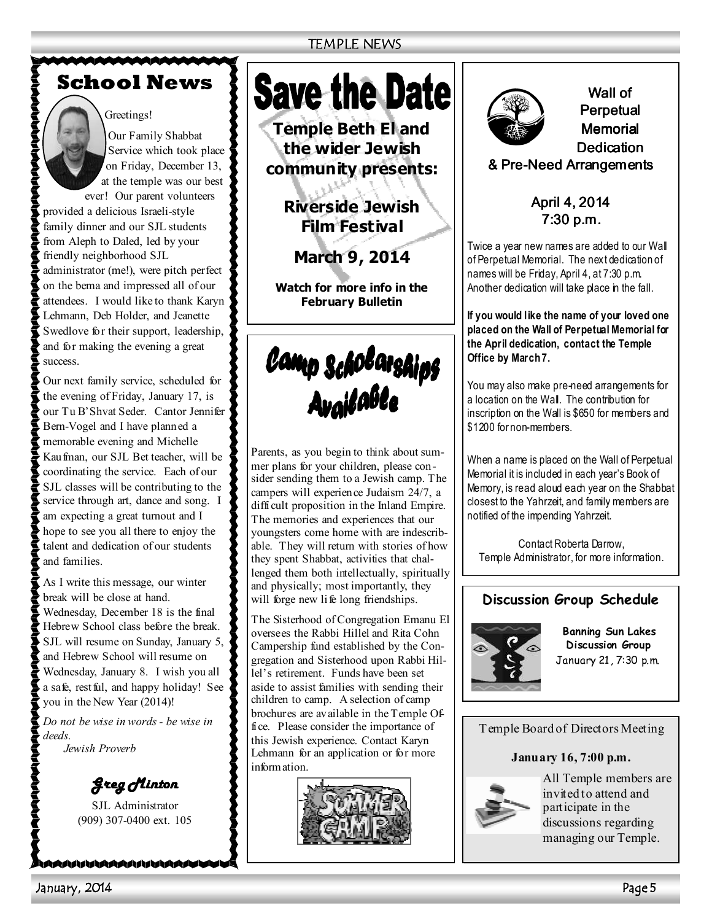## School News

Greetings!

Our Family Shabbat Service which took place on Friday, December 13, at the temple was our best ever! Our parent volunteers provided a delicious Israeli-style family dinner and our SJL students from Aleph to Daled, led by your friendly neighborhood SJL administrator (me!), were pitch perfect on the bema and impressed all of our attendees. I would like to thank Karyn Lehmann, Deb Holder, and Jeanette Swedlove for their support, leadership, and for making the evening a great success.

Our next family service, scheduled for the evening of Friday, January 17, is our Tu B'Shvat Seder. Cantor Jennifer Bern-Vogel and I have planned a memorable evening and Michelle Kaufman, our SJL Bet teacher, will be coordinating the service. Each of our SJL classes will be contributing to the service through art, dance and song. I am expecting a great turnout and I hope to see you all there to enjoy the talent and dedication of our students and families.

As I write this message, our winter break will be close at hand. Wednesday, December 18 is the final Hebrew School class before the break. SJL will resume on Sunday, January 5, and Hebrew School will resume on Wednesday, January 8. I wish you all a safe, restful, and happy holiday! See you in the New Year (2014)!

*Do not be wise in words - be wise in deeds.*
*Jewish Proverb*

***Greg Minton***

SJL Administrator
(909) 307-0400 ext. 105

## Save the Date

**Temple Beth El and the wider Jewish community presents:**

**Riverside Jewish Film Festival**

**March 9, 2014**

**Watch for more info in the February Bulletin**

## Camp Scholarships Available

Parents, as you begin to think about summer plans for your children, please consider sending them to a Jewish camp. The campers will experience Judaism 24/7, a difficult proposition in the Inland Empire. The memories and experiences that our youngsters come home with are indescribable. They will return with stories of how they spent Shabbat, activities that challenged them both intellectually, spiritually and physically; most importantly, they will forge new life long friendships.

The Sisterhood of Congregation Emanu El oversees the Rabbi Hillel and Rita Cohn Campership fund established by the Congregation and Sisterhood upon Rabbi Hillel's retirement. Funds have been set aside to assist families with sending their children to camp. A selection of camp brochures are available in the Temple Office. Please consider the importance of this Jewish experience. Contact Karyn Lehmann for an application or for more information.

## Wall of Perpetual Memorial Dedication & Pre-Need Arrangements

April 4, 2014
7:30 p.m.

Twice a year new names are added to our Wall of Perpetual Memorial. The next dedication of names will be Friday, April 4, at 7:30 p.m. Another dedication will take place in the fall.

**If you would like the name of your loved one placed on the Wall of Perpetual Memorial for the April dedication, contact the Temple Office by March 7.**

You may also make pre-need arrangements for a location on the Wall. The contribution for inscription on the Wall is $650 for members and $1200 for non-members.

When a name is placed on the Wall of Perpetual Memorial it is included in each year's Book of Memory, is read aloud each year on the Shabbat closest to the Yahrzeit, and family members are notified of the impending Yahrzeit.

Contact Roberta Darrow, Temple Administrator, for more information.

## Discussion Group Schedule

**Banning Sun Lakes Discussion Group**
January 21, 7:30 p.m.

## Temple Board of Directors Meeting

**January 16, 7:00 p.m.**

All Temple members are invited to attend and participate in the discussions regarding managing our Temple.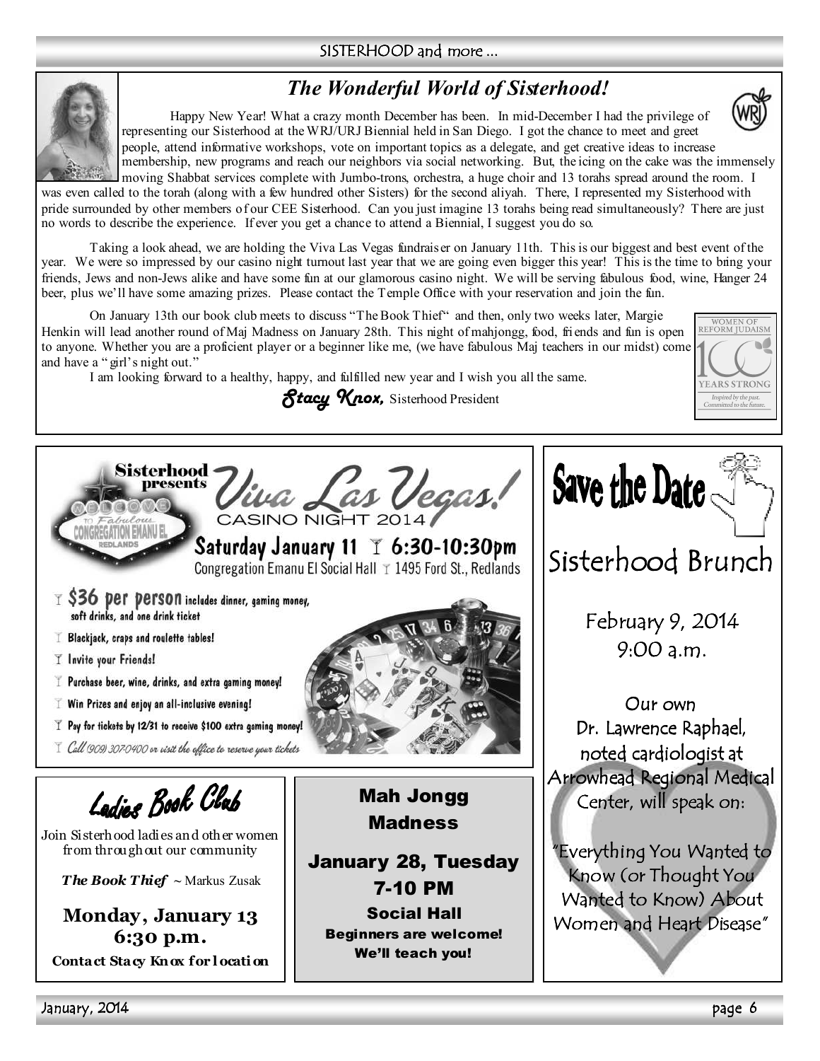## The Wonderful World of Sisterhood!

Happy New Year! What a crazy month December has been. In mid-December I had the privilege of representing our Sisterhood at the WRJ/URJ Biennial held in San Diego. I got the chance to meet and greet people, attend informative workshops, vote on important topics as a delegate, and get creative ideas to increase membership, new programs and reach our neighbors via social networking. But, the icing on the cake was the immensely moving Shabbat services complete with Jumbo-trons, orchestra, a huge choir and 13 torahs spread around the room. I was even called to the torah (along with a few hundred other Sisters) for the second aliyah. There, I represented my Sisterhood with pride surrounded by other members of our CEE Sisterhood. Can you just imagine 13 torahs being read simultaneously? There are just no words to describe the experience. If ever you get a chance to attend a Biennial, I suggest you do so.

Taking a look ahead, we are holding the Viva Las Vegas fundraiser on January 11th. This is our biggest and best event of the year. We were so impressed by our casino night turnout last year that we are going even bigger this year! This is the time to bring your friends, Jews and non-Jews alike and have some fun at our glamorous casino night. We will be serving fabulous food, wine, Hanger 24 beer, plus we'll have some amazing prizes. Please contact the Temple Office with your reservation and join the fun.

On January 13th our book club meets to discuss "The Book Thief" and then, only two weeks later, Margie Henkin will lead another round of Maj Madness on January 28th. This night of mahjongg, food, friends and fun is open to anyone. Whether you are a proficient player or a beginner like me, (we have fabulous Maj teachers in our midst) come and have a "girl's night out."

I am looking forward to a healthy, happy, and fulfilled new year and I wish you all the same.

***Stacy Knox,*** Sisterhood President

Women of Reform Judaism — 100 Years Strong. Inspired by the past. Committed to the future.

---

## Sisterhood presents *Viva Las Vegas!* CASINO NIGHT 2014

Welcome to Fabulous Congregation Emanu El, Redlands

**Saturday January 11 · 6:30-10:30pm**
Congregation Emanu El Social Hall · 1495 Ford St., Redlands

- **$36 per person** includes dinner, gaming money, soft drinks, and one drink ticket
- Blackjack, craps and roulette tables!
- Invite your Friends!
- Purchase beer, wine, drinks, and extra gaming money!
- Win Prizes and enjoy an all-inclusive evening!
- Pay for tickets by 12/31 to receive $100 extra gaming money!
- *Call (909) 307-0400 or visit the office to reserve your tickets*

---

## Save the Date

### Sisterhood Brunch

February 9, 2014
9:00 a.m.

Our own Dr. Lawrence Raphael, noted cardiologist at Arrowhead Regional Medical Center, will speak on:

"Everything You Wanted to Know (or Thought You Wanted to Know) About Women and Heart Disease"

---

## Ladies Book Club

Join Sisterhood ladies and other women from throughout our community

***The Book Thief*** ~ Markus Zusak

**Monday, January 13**
**6:30 p.m.**

**Contact Stacy Knox for location**

---

## Mah Jongg Madness

**January 28, Tuesday**
**7-10 PM**
**Social Hall**
**Beginners are welcome!**
**We'll teach you!**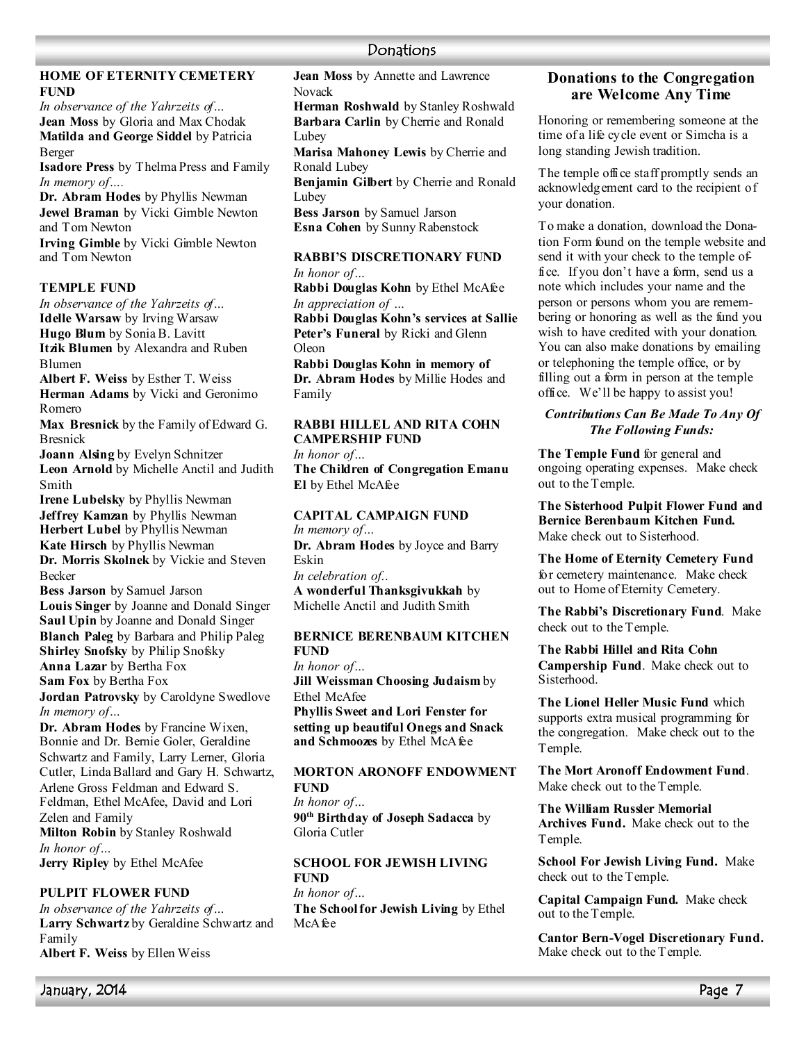# Donations

## HOME OF ETERNITY CEMETERY FUND

*In observance of the Yahrzeits of…*
**Jean Moss** by Gloria and Max Chodak
**Matilda and George Siddel** by Patricia Berger
**Isadore Press** by Thelma Press and Family
*In memory of….*
**Dr. Abram Hodes** by Phyllis Newman
**Jewel Braman** by Vicki Gimble Newton and Tom Newton
**Irving Gimble** by Vicki Gimble Newton and Tom Newton

## TEMPLE FUND

*In observance of the Yahrzeits of…*
**Idelle Warsaw** by Irving Warsaw
**Hugo Blum** by Sonia B. Lavitt
**Itzik Blumen** by Alexandra and Ruben Blumen
**Albert F. Weiss** by Esther T. Weiss
**Herman Adams** by Vicki and Geronimo Romero
**Max Bresnick** by the Family of Edward G. Bresnick
**Joann Alsing** by Evelyn Schnitzer
**Leon Arnold** by Michelle Anctil and Judith Smith
**Irene Lubelsky** by Phyllis Newman
**Jeffrey Kamzan** by Phyllis Newman
**Herbert Lubel** by Phyllis Newman
**Kate Hirsch** by Phyllis Newman
**Dr. Morris Skolnek** by Vickie and Steven Becker
**Bess Jarson** by Samuel Jarson
**Louis Singer** by Joanne and Donald Singer
**Saul Upin** by Joanne and Donald Singer
**Blanch Paleg** by Barbara and Philip Paleg
**Shirley Snofsky** by Philip Snofsky
**Anna Lazar** by Bertha Fox
**Sam Fox** by Bertha Fox
**Jordan Patrovsky** by Caroldyne Swedlove
*In memory of…*
**Dr. Abram Hodes** by Francine Wixen, Bonnie and Dr. Bernie Goler, Geraldine Schwartz and Family, Larry Lerner, Gloria Cutler, Linda Ballard and Gary H. Schwartz, Arlene Gross Feldman and Edward S. Feldman, Ethel McAfee, David and Lori Zelen and Family
**Milton Robin** by Stanley Roshwald
*In honor of…*
**Jerry Ripley** by Ethel McAfee

## PULPIT FLOWER FUND

*In observance of the Yahrzeits of…*
**Larry Schwartz** by Geraldine Schwartz and Family
**Albert F. Weiss** by Ellen Weiss
**Jean Moss** by Annette and Lawrence Novack
**Herman Roshwald** by Stanley Roshwald
**Barbara Carlin** by Cherrie and Ronald Lubey
**Marisa Mahoney Lewis** by Cherrie and Ronald Lubey
**Benjamin Gilbert** by Cherrie and Ronald Lubey
**Bess Jarson** by Samuel Jarson
**Esna Cohen** by Sunny Rabenstock

## RABBI'S DISCRETIONARY FUND

*In honor of…*
**Rabbi Douglas Kohn** by Ethel McAfee
*In appreciation of …*
**Rabbi Douglas Kohn's services at Sallie Peter's Funeral** by Ricki and Glenn Oleon
**Rabbi Douglas Kohn in memory of Dr. Abram Hodes** by Millie Hodes and Family

## RABBI HILLEL AND RITA COHN CAMPERSHIP FUND

*In honor of…*
**The Children of Congregation Emanu El** by Ethel McAfee

## CAPITAL CAMPAIGN FUND

*In memory of…*
**Dr. Abram Hodes** by Joyce and Barry Eskin
*In celebration of..*
**A wonderful Thanksgivukkah** by Michelle Anctil and Judith Smith

## BERNICE BERENBAUM KITCHEN FUND

*In honor of…*
**Jill Weissman Choosing Judaism** by Ethel McAfee
**Phyllis Sweet and Lori Fenster for setting up beautiful Onegs and Snack and Schmoozes** by Ethel McAfee

## MORTON ARONOFF ENDOWMENT FUND

*In honor of…*
**90th Birthday of Joseph Sadacca** by Gloria Cutler

## SCHOOL FOR JEWISH LIVING FUND

*In honor of…*
**The School for Jewish Living** by Ethel McAfee

## Donations to the Congregation are Welcome Any Time

Honoring or remembering someone at the time of a life cycle event or Simcha is a long standing Jewish tradition.

The temple office staff promptly sends an acknowledgement card to the recipient of your donation.

To make a donation, download the Donation Form found on the temple website and send it with your check to the temple office. If you don't have a form, send us a note which includes your name and the person or persons whom you are remembering or honoring as well as the fund you wish to have credited with your donation. You can also make donations by emailing or telephoning the temple office, or by filling out a form in person at the temple office. We'll be happy to assist you!

***Contributions Can Be Made To Any Of The Following Funds:***

**The Temple Fund** for general and ongoing operating expenses. Make check out to the Temple.

**The Sisterhood Pulpit Flower Fund and Bernice Berenbaum Kitchen Fund.** Make check out to Sisterhood.

**The Home of Eternity Cemetery Fund** for cemetery maintenance. Make check out to Home of Eternity Cemetery.

**The Rabbi's Discretionary Fund**. Make check out to the Temple.

**The Rabbi Hillel and Rita Cohn Campership Fund**. Make check out to Sisterhood.

**The Lionel Heller Music Fund** which supports extra musical programming for the congregation. Make check out to the Temple.

**The Mort Aronoff Endowment Fund**. Make check out to the Temple.

**The William Russler Memorial Archives Fund.** Make check out to the Temple.

**School For Jewish Living Fund.** Make check out to the Temple.

**Capital Campaign Fund.** Make check out to the Temple.

**Cantor Bern-Vogel Discretionary Fund.** Make check out to the Temple.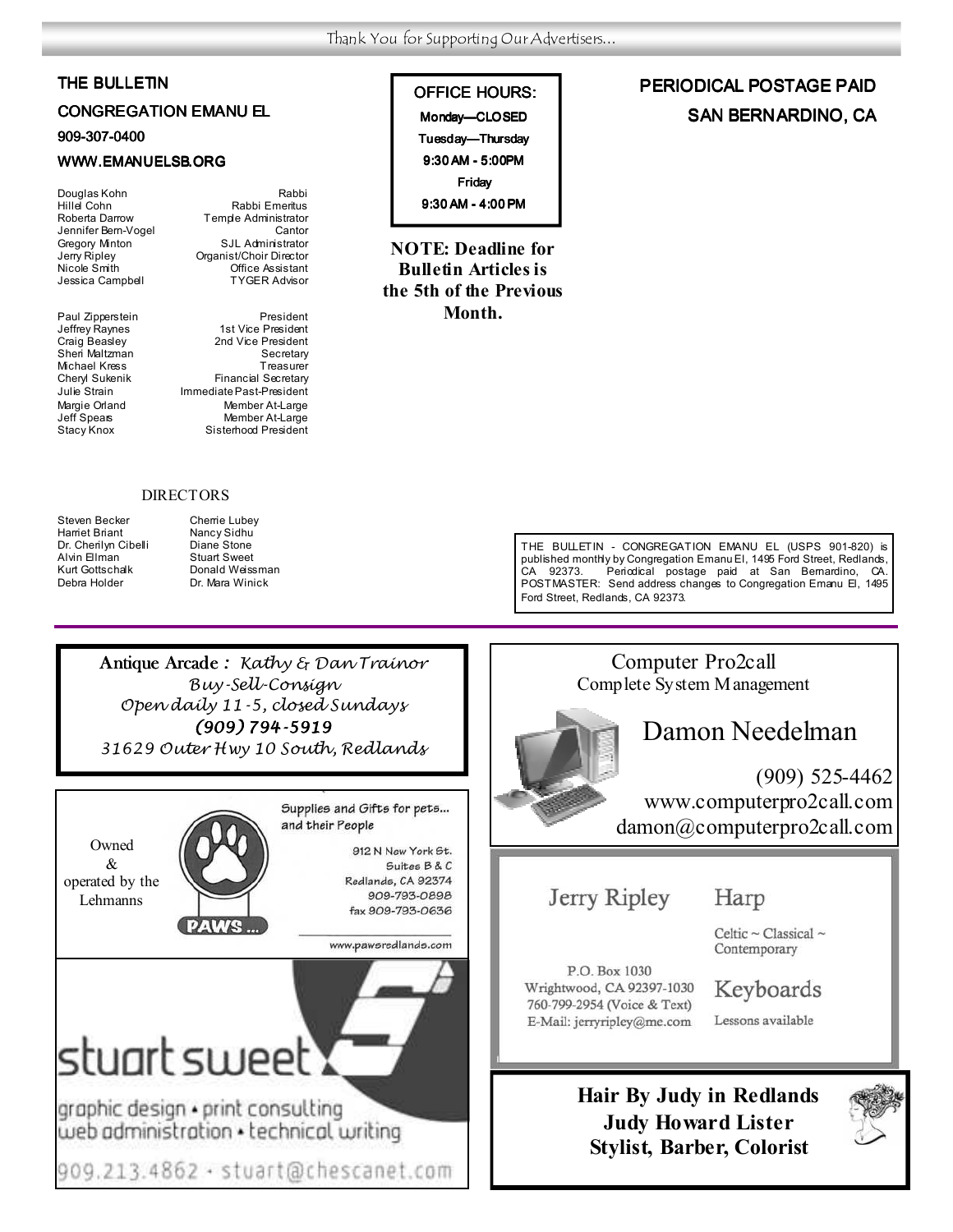Thank You for Supporting Our Advertisers...

**THE BULLETIN**

**CONGREGATION EMANU EL**

**909-307-0400**

**WWW.EMANUELSB.ORG**

| | |
|---|---|
| Douglas Kohn | Rabbi |
| Hillel Cohn | Rabbi Emeritus |
| Roberta Darrow | Temple Administrator |
| Jennifer Bern-Vogel | Cantor |
| Gregory Minton | SJL Administrator |
| Jerry Ripley | Organist/Choir Director |
| Nicole Smith | Office Assistant |
| Jessica Campbell | TYGER Advisor |

| | |
|---|---|
| Paul Zipperstein | President |
| Jeffrey Raynes | 1st Vice President |
| Craig Beasley | 2nd Vice President |
| Sheri Maltzman | Secretary |
| Michael Kress | Treasurer |
| Cheryl Sukenik | Financial Secretary |
| Julie Strain | Immediate Past-President |
| Margie Orland | Member At-Large |
| Jeff Spears | Member At-Large |
| Stacy Knox | Sisterhood President |

DIRECTORS

| | |
|---|---|
| Steven Becker | Cherrie Lubey |
| Harriet Briant | Nancy Sidhu |
| Dr. Cherilyn Cibelli | Diane Stone |
| Alvin Ellman | Stuart Sweet |
| Kurt Gottschalk | Donald Weissman |
| Debra Holder | Dr. Mara Winick |

**OFFICE HOURS:**

**Monday—CLOSED**

**Tuesday—Thursday**

**9:30 AM - 5:00PM**

**Friday**

**9:30 AM - 4:00 PM**

**NOTE: Deadline for Bulletin Articles is the 5th of the Previous Month.**

**PERIODICAL POSTAGE PAID**

**SAN BERNARDINO, CA**

THE BULLETIN - CONGREGATION EMANU EL (USPS 901-820) is published monthly by Congregation Emanu El, 1495 Ford Street, Redlands, CA 92373. Periodical postage paid at San Bernardino, CA. POSTMASTER: Send address changes to Congregation Emanu El, 1495 Ford Street, Redlands, CA 92373.

---

**Antique Arcade** : *Kathy & Dan Trainor*
*Buy-Sell-Consign*
*Open daily 11-5, closed Sundays*
***(909) 794-5919***
*31629 Outer Hwy 10 South, Redlands*

Computer Pro2call
Complete System Management
Damon Needelman
(909) 525-4462
www.computerpro2call.com
damon@computerpro2call.com

Owned & operated by the Lehmanns

PAWS...
Supplies and Gifts for pets... and their People
912 N New York St.
Suites B & C
Redlands, CA 92374
909-793-0898
fax 909-793-0636
www.pawsredlands.com

Jerry Ripley
P.O. Box 1030
Wrightwood, CA 92397-1030
760-799-2954 (Voice & Text)
E-Mail: jerryripley@me.com

Harp
Celtic ~ Classical ~ Contemporary
Keyboards
Lessons available

stuart sweet
graphic design • print consulting
web administration • technical writing
909.213.4862 • stuart@chescanet.com

**Hair By Judy in Redlands**
**Judy Howard Lister**
**Stylist, Barber, Colorist**